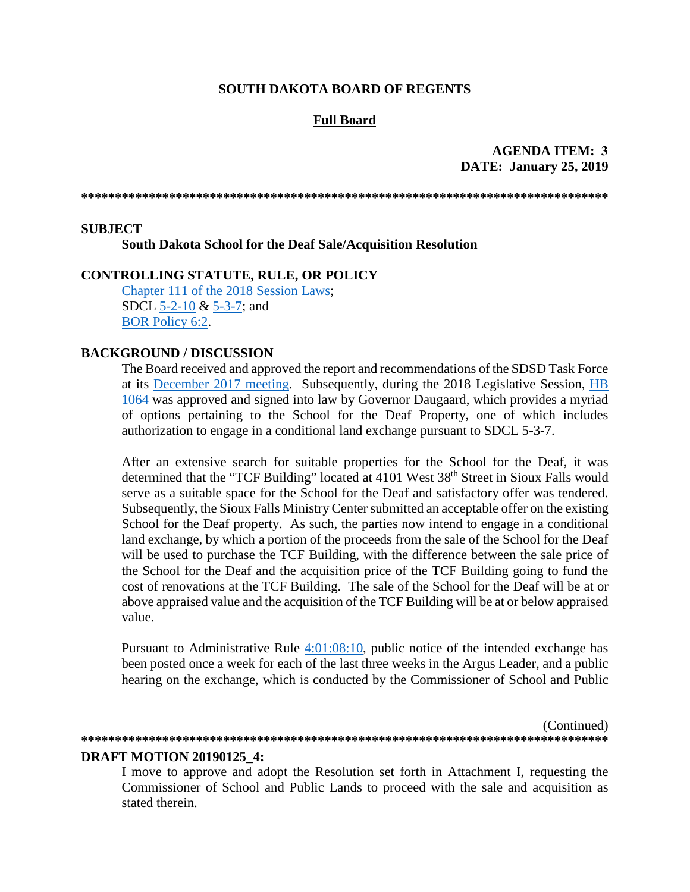**SOUTH DAKOTA BOARD OF REGENTS**

**Full Board**

**AGENDA ITEM: 3**
**DATE: January 25, 2019**

******************************************************************************

**SUBJECT**

**South Dakota School for the Deaf Sale/Acquisition Resolution**

**CONTROLLING STATUTE, RULE, OR POLICY**

Chapter 111 of the 2018 Session Laws;
SDCL 5-2-10 & 5-3-7; and
BOR Policy 6:2.

**BACKGROUND / DISCUSSION**

The Board received and approved the report and recommendations of the SDSD Task Force at its December 2017 meeting. Subsequently, during the 2018 Legislative Session, HB 1064 was approved and signed into law by Governor Daugaard, which provides a myriad of options pertaining to the School for the Deaf Property, one of which includes authorization to engage in a conditional land exchange pursuant to SDCL 5-3-7.

After an extensive search for suitable properties for the School for the Deaf, it was determined that the "TCF Building" located at 4101 West 38th Street in Sioux Falls would serve as a suitable space for the School for the Deaf and satisfactory offer was tendered. Subsequently, the Sioux Falls Ministry Center submitted an acceptable offer on the existing School for the Deaf property. As such, the parties now intend to engage in a conditional land exchange, by which a portion of the proceeds from the sale of the School for the Deaf will be used to purchase the TCF Building, with the difference between the sale price of the School for the Deaf and the acquisition price of the TCF Building going to fund the cost of renovations at the TCF Building. The sale of the School for the Deaf will be at or above appraised value and the acquisition of the TCF Building will be at or below appraised value.

Pursuant to Administrative Rule 4:01:08:10, public notice of the intended exchange has been posted once a week for each of the last three weeks in the Argus Leader, and a public hearing on the exchange, which is conducted by the Commissioner of School and Public

(Continued)

******************************************************************************

**DRAFT MOTION 20190125_4:**

I move to approve and adopt the Resolution set forth in Attachment I, requesting the Commissioner of School and Public Lands to proceed with the sale and acquisition as stated therein.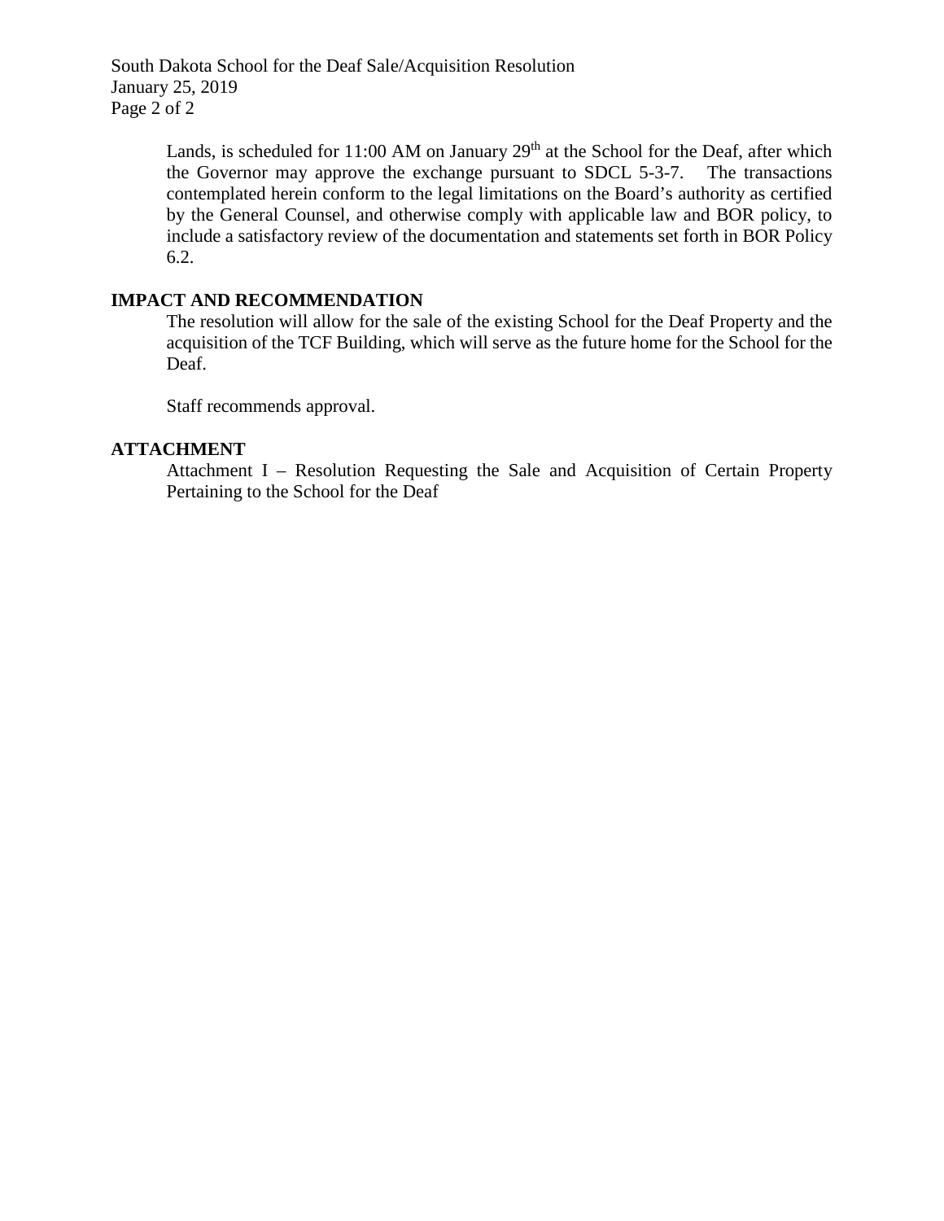Lands, is scheduled for 11:00 AM on January 29th at the School for the Deaf, after which the Governor may approve the exchange pursuant to SDCL 5-3-7. The transactions contemplated herein conform to the legal limitations on the Board's authority as certified by the General Counsel, and otherwise comply with applicable law and BOR policy, to include a satisfactory review of the documentation and statements set forth in BOR Policy 6.2.

## IMPACT AND RECOMMENDATION

The resolution will allow for the sale of the existing School for the Deaf Property and the acquisition of the TCF Building, which will serve as the future home for the School for the Deaf.

Staff recommends approval.

## ATTACHMENT

Attachment I – Resolution Requesting the Sale and Acquisition of Certain Property Pertaining to the School for the Deaf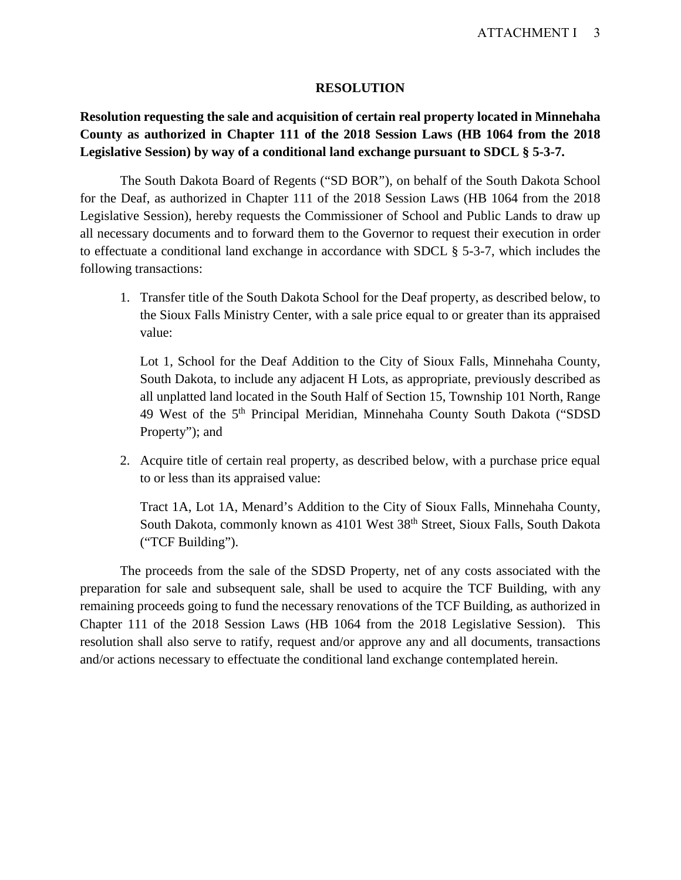# RESOLUTION

**Resolution requesting the sale and acquisition of certain real property located in Minnehaha County as authorized in Chapter 111 of the 2018 Session Laws (HB 1064 from the 2018 Legislative Session) by way of a conditional land exchange pursuant to SDCL § 5-3-7.**

The South Dakota Board of Regents ("SD BOR"), on behalf of the South Dakota School for the Deaf, as authorized in Chapter 111 of the 2018 Session Laws (HB 1064 from the 2018 Legislative Session), hereby requests the Commissioner of School and Public Lands to draw up all necessary documents and to forward them to the Governor to request their execution in order to effectuate a conditional land exchange in accordance with SDCL § 5-3-7, which includes the following transactions:

1. Transfer title of the South Dakota School for the Deaf property, as described below, to the Sioux Falls Ministry Center, with a sale price equal to or greater than its appraised value:

   Lot 1, School for the Deaf Addition to the City of Sioux Falls, Minnehaha County, South Dakota, to include any adjacent H Lots, as appropriate, previously described as all unplatted land located in the South Half of Section 15, Township 101 North, Range 49 West of the 5th Principal Meridian, Minnehaha County South Dakota ("SDSD Property"); and

2. Acquire title of certain real property, as described below, with a purchase price equal to or less than its appraised value:

   Tract 1A, Lot 1A, Menard's Addition to the City of Sioux Falls, Minnehaha County, South Dakota, commonly known as 4101 West 38th Street, Sioux Falls, South Dakota ("TCF Building").

The proceeds from the sale of the SDSD Property, net of any costs associated with the preparation for sale and subsequent sale, shall be used to acquire the TCF Building, with any remaining proceeds going to fund the necessary renovations of the TCF Building, as authorized in Chapter 111 of the 2018 Session Laws (HB 1064 from the 2018 Legislative Session). This resolution shall also serve to ratify, request and/or approve any and all documents, transactions and/or actions necessary to effectuate the conditional land exchange contemplated herein.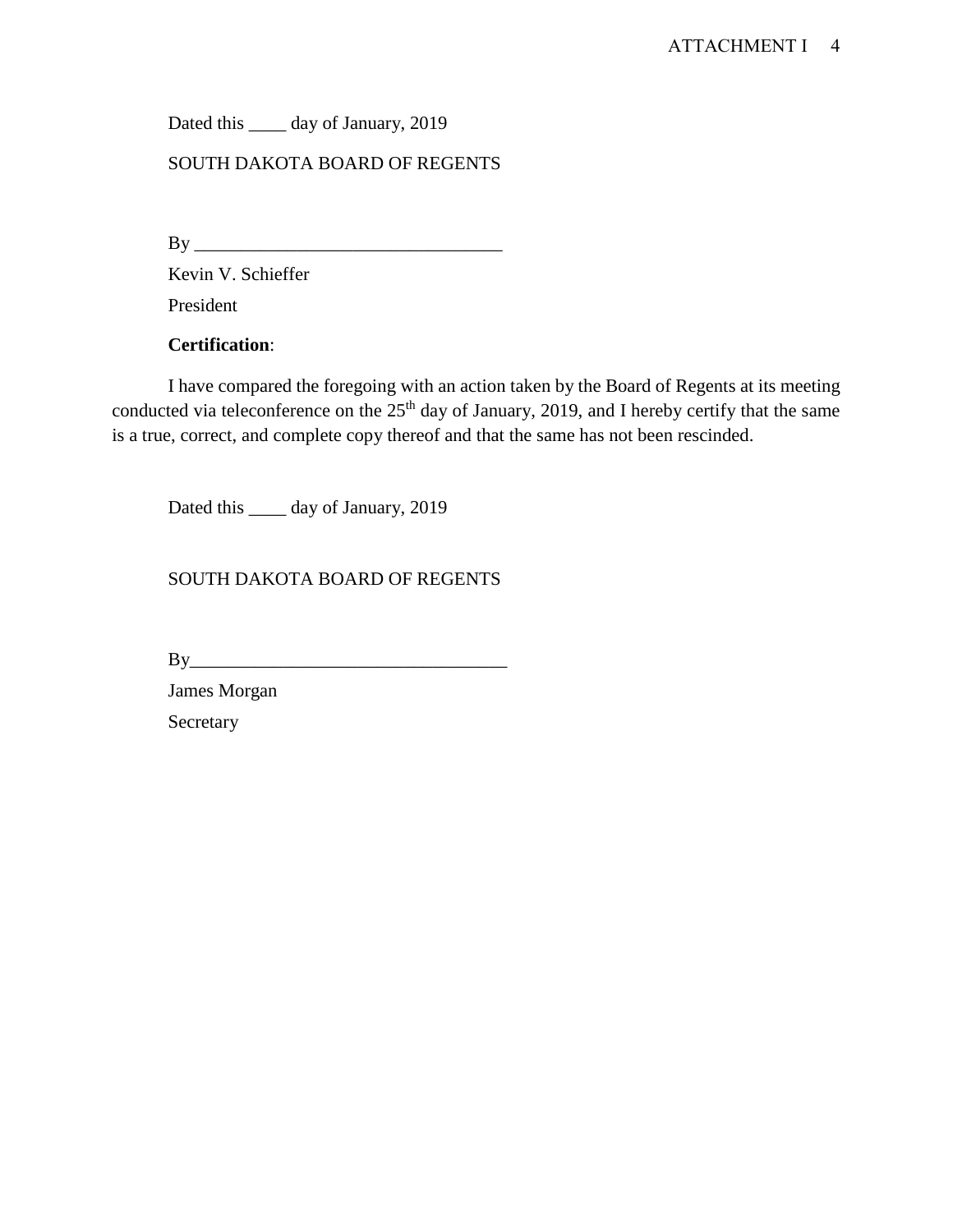Dated this ____ day of January, 2019

SOUTH DAKOTA BOARD OF REGENTS

By _________________________________

Kevin V. Schieffer

President

**Certification**:

I have compared the foregoing with an action taken by the Board of Regents at its meeting conducted via teleconference on the 25th day of January, 2019, and I hereby certify that the same is a true, correct, and complete copy thereof and that the same has not been rescinded.

Dated this ____ day of January, 2019

SOUTH DAKOTA BOARD OF REGENTS

By_________________________________

James Morgan

Secretary